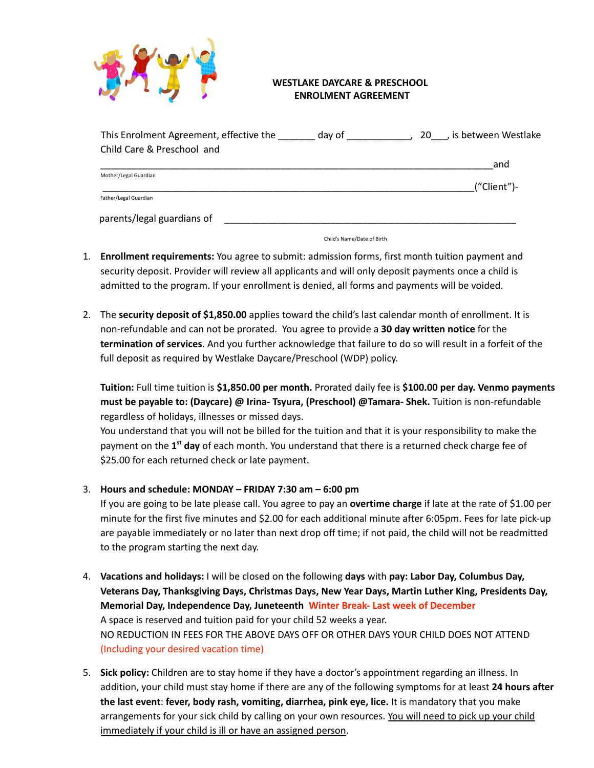# WESTLAKE DAYCARE & PRESCHOOL
## ENROLMENT AGREEMENT

This Enrolment Agreement, effective the _______ day of ____________, 20___, is between Westlake Child Care & Preschool and

_____________________________________________________________________________and
Mother/Legal Guardian

_____________________________________________________________________________("Client")-
Father/Legal Guardian

parents/legal guardians of _________________________________________________________
Child's Name/Date of Birth

1. **Enrollment requirements:** You agree to submit: admission forms, first month tuition payment and security deposit. Provider will review all applicants and will only deposit payments once a child is admitted to the program. If your enrollment is denied, all forms and payments will be voided.

2. The **security deposit of $1,850.00** applies toward the child's last calendar month of enrollment. It is non-refundable and can not be prorated. You agree to provide a **30 day written notice** for the **termination of services**. And you further acknowledge that failure to do so will result in a forfeit of the full deposit as required by Westlake Daycare/Preschool (WDP) policy.

   **Tuition:** Full time tuition is **$1,850.00 per month.** Prorated daily fee is **$100.00 per day. Venmo payments must be payable to: (Daycare) @ Irina- Tsyura, (Preschool) @Tamara- Shek.** Tuition is non-refundable regardless of holidays, illnesses or missed days.
   You understand that you will not be billed for the tuition and that it is your responsibility to make the payment on the **1st day** of each month. You understand that there is a returned check charge fee of $25.00 for each returned check or late payment.

3. **Hours and schedule: MONDAY – FRIDAY 7:30 am – 6:00 pm**
   If you are going to be late please call. You agree to pay an **overtime charge** if late at the rate of $1.00 per minute for the first five minutes and $2.00 for each additional minute after 6:05pm. Fees for late pick-up are payable immediately or no later than next drop off time; if not paid, the child will not be readmitted to the program starting the next day.

4. **Vacations and holidays:** I will be closed on the following **days** with **pay: Labor Day, Columbus Day, Veterans Day, Thanksgiving Days, Christmas Days, New Year Days, Martin Luther King, Presidents Day, Memorial Day, Independence Day, Juneteenth** Winter Break- Last week of December
   A space is reserved and tuition paid for your child 52 weeks a year.
   NO REDUCTION IN FEES FOR THE ABOVE DAYS OFF OR OTHER DAYS YOUR CHILD DOES NOT ATTEND (Including your desired vacation time)

5. **Sick policy:** Children are to stay home if they have a doctor's appointment regarding an illness. In addition, your child must stay home if there are any of the following symptoms for at least **24 hours after the last event**: **fever, body rash, vomiting, diarrhea, pink eye, lice.** It is mandatory that you make arrangements for your sick child by calling on your own resources. You will need to pick up your child immediately if your child is ill or have an assigned person.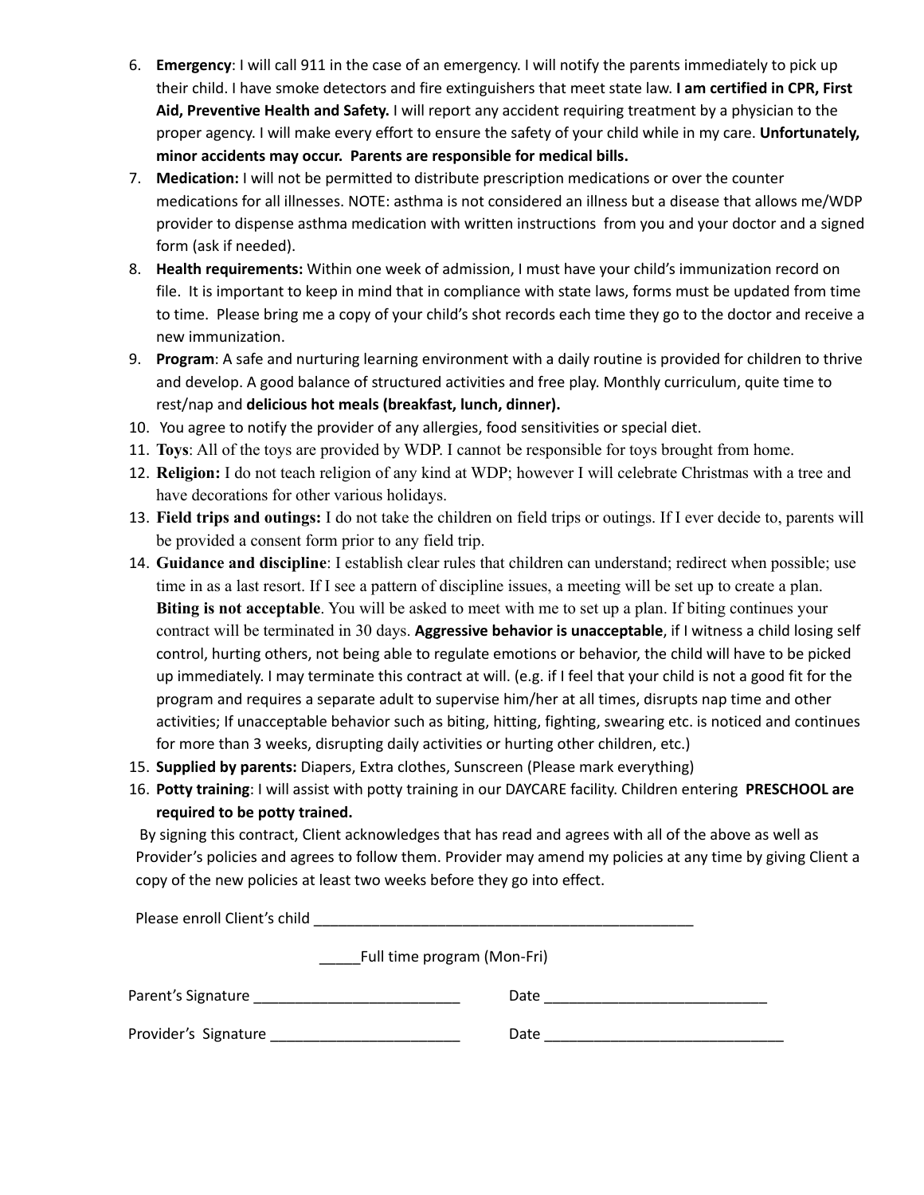6. **Emergency**: I will call 911 in the case of an emergency. I will notify the parents immediately to pick up their child. I have smoke detectors and fire extinguishers that meet state law. **I am certified in CPR, First Aid, Preventive Health and Safety.** I will report any accident requiring treatment by a physician to the proper agency. I will make every effort to ensure the safety of your child while in my care. **Unfortunately, minor accidents may occur. Parents are responsible for medical bills.**
7. **Medication:** I will not be permitted to distribute prescription medications or over the counter medications for all illnesses. NOTE: asthma is not considered an illness but a disease that allows me/WDP provider to dispense asthma medication with written instructions from you and your doctor and a signed form (ask if needed).
8. **Health requirements:** Within one week of admission, I must have your child's immunization record on file. It is important to keep in mind that in compliance with state laws, forms must be updated from time to time. Please bring me a copy of your child's shot records each time they go to the doctor and receive a new immunization.
9. **Program**: A safe and nurturing learning environment with a daily routine is provided for children to thrive and develop. A good balance of structured activities and free play. Monthly curriculum, quite time to rest/nap and **delicious hot meals (breakfast, lunch, dinner).**
10. You agree to notify the provider of any allergies, food sensitivities or special diet.
11. **Toys**: All of the toys are provided by WDP. I cannot be responsible for toys brought from home.
12. **Religion:** I do not teach religion of any kind at WDP; however I will celebrate Christmas with a tree and have decorations for other various holidays.
13. **Field trips and outings:** I do not take the children on field trips or outings. If I ever decide to, parents will be provided a consent form prior to any field trip.
14. **Guidance and discipline**: I establish clear rules that children can understand; redirect when possible; use time in as a last resort. If I see a pattern of discipline issues, a meeting will be set up to create a plan. **Biting is not acceptable**. You will be asked to meet with me to set up a plan. If biting continues your contract will be terminated in 30 days. **Aggressive behavior is unacceptable**, if I witness a child losing self control, hurting others, not being able to regulate emotions or behavior, the child will have to be picked up immediately. I may terminate this contract at will. (e.g. if I feel that your child is not a good fit for the program and requires a separate adult to supervise him/her at all times, disrupts nap time and other activities; If unacceptable behavior such as biting, hitting, fighting, swearing etc. is noticed and continues for more than 3 weeks, disrupting daily activities or hurting other children, etc.)
15. **Supplied by parents:** Diapers, Extra clothes, Sunscreen (Please mark everything)
16. **Potty training**: I will assist with potty training in our DAYCARE facility. Children entering **PRESCHOOL are required to be potty trained.**

By signing this contract, Client acknowledges that has read and agrees with all of the above as well as Provider's policies and agrees to follow them. Provider may amend my policies at any time by giving Client a copy of the new policies at least two weeks before they go into effect.

Please enroll Client's child _______________________________________________

_____Full time program (Mon-Fri)

Parent's Signature _________________________ Date ___________________________

Provider's Signature _______________________ Date _____________________________